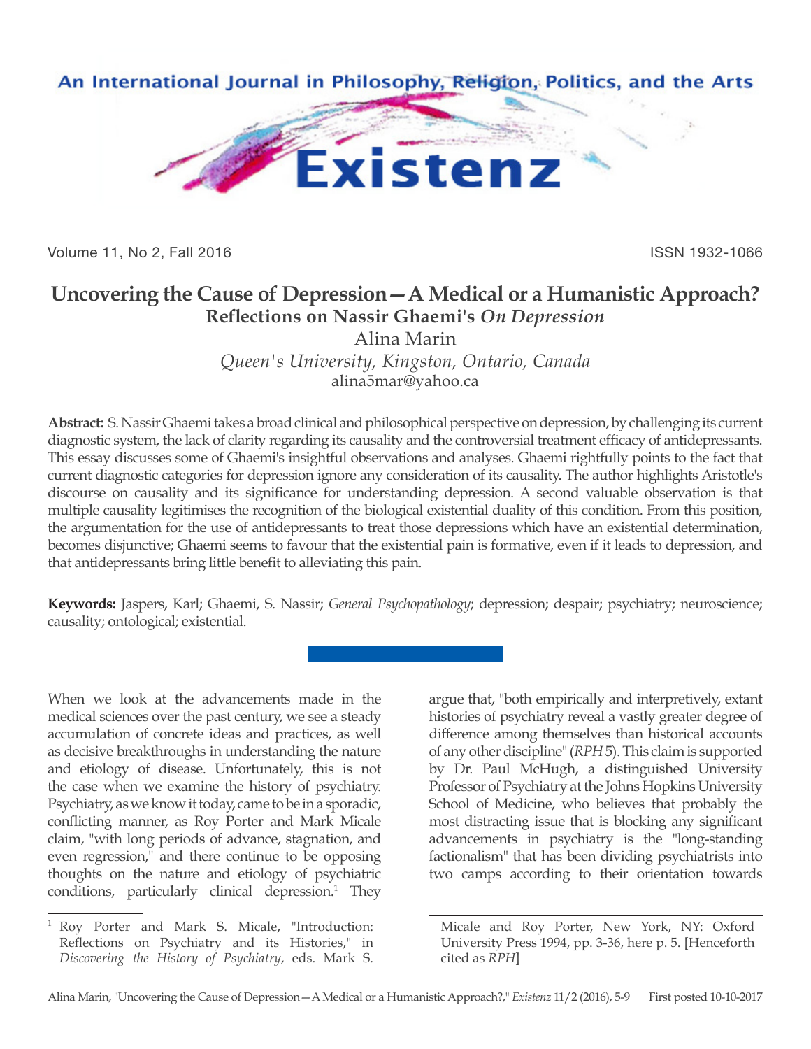# Uncovering the Cause of Depression—A Medical or a Humanistic Approach?

## Reflections on Nassir Ghaemi's *On Depression*

Alina Marin

*Queen's University, Kingston, Ontario, Canada*

alina5mar@yahoo.ca

**Abstract:** S. Nassir Ghaemi takes a broad clinical and philosophical perspective on depression, by challenging its current diagnostic system, the lack of clarity regarding its causality and the controversial treatment efficacy of antidepressants. This essay discusses some of Ghaemi's insightful observations and analyses. Ghaemi rightfully points to the fact that current diagnostic categories for depression ignore any consideration of its causality. The author highlights Aristotle's discourse on causality and its significance for understanding depression. A second valuable observation is that multiple causality legitimises the recognition of the biological existential duality of this condition. From this position, the argumentation for the use of antidepressants to treat those depressions which have an existential determination, becomes disjunctive; Ghaemi seems to favour that the existential pain is formative, even if it leads to depression, and that antidepressants bring little benefit to alleviating this pain.

**Keywords:** Jaspers, Karl; Ghaemi, S. Nassir; *General Psychopathology*; depression; despair; psychiatry; neuroscience; causality; ontological; existential.

When we look at the advancements made in the medical sciences over the past century, we see a steady accumulation of concrete ideas and practices, as well as decisive breakthroughs in understanding the nature and etiology of disease. Unfortunately, this is not the case when we examine the history of psychiatry. Psychiatry, as we know it today, came to be in a sporadic, conflicting manner, as Roy Porter and Mark Micale claim, "with long periods of advance, stagnation, and even regression," and there continue to be opposing thoughts on the nature and etiology of psychiatric conditions, particularly clinical depression.[1] They argue that, "both empirically and interpretively, extant histories of psychiatry reveal a vastly greater degree of difference among themselves than historical accounts of any other discipline" (*RPH* 5). This claim is supported by Dr. Paul McHugh, a distinguished University Professor of Psychiatry at the Johns Hopkins University School of Medicine, who believes that probably the most distracting issue that is blocking any significant advancements in psychiatry is the "long-standing factionalism" that has been dividing psychiatrists into two camps according to their orientation towards

[1] Roy Porter and Mark S. Micale, "Introduction: Reflections on Psychiatry and its Histories," in *Discovering the History of Psychiatry*, eds. Mark S. Micale and Roy Porter, New York, NY: Oxford University Press 1994, pp. 3-36, here p. 5. [Henceforth cited as *RPH*]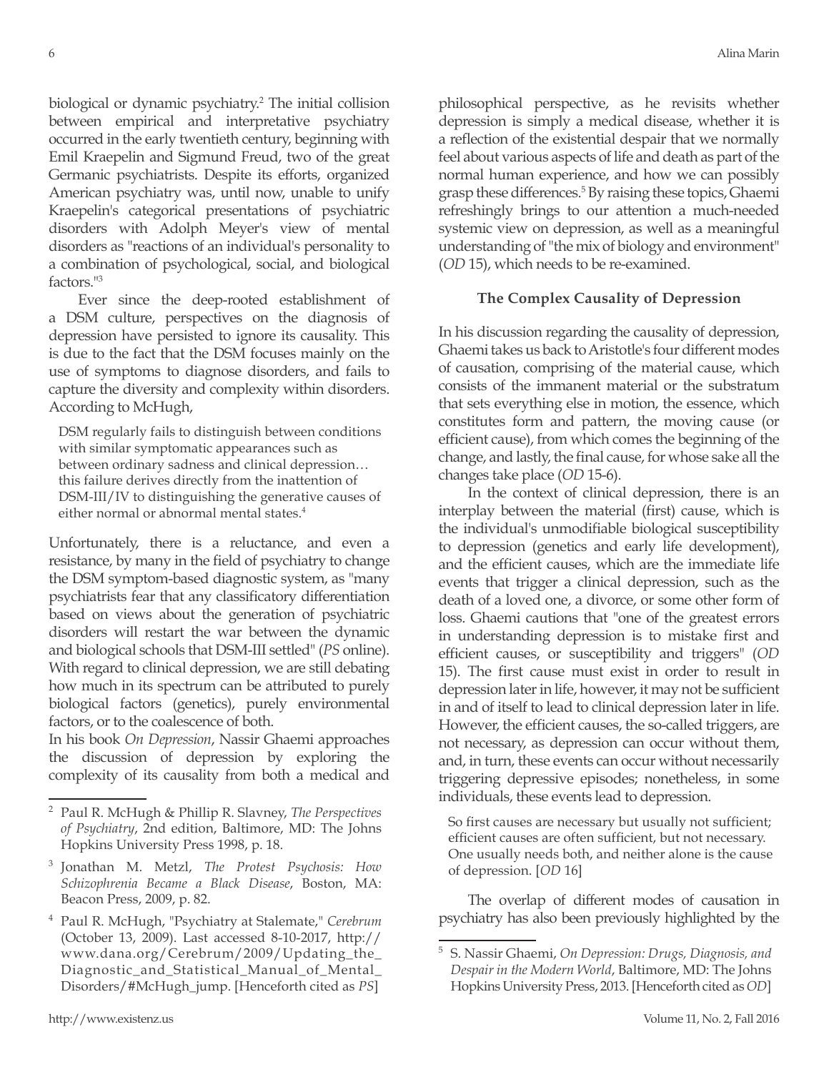biological or dynamic psychiatry.[2] The initial collision between empirical and interpretative psychiatry occurred in the early twentieth century, beginning with Emil Kraepelin and Sigmund Freud, two of the great Germanic psychiatrists. Despite its efforts, organized American psychiatry was, until now, unable to unify Kraepelin's categorical presentations of psychiatric disorders with Adolph Meyer's view of mental disorders as "reactions of an individual's personality to a combination of psychological, social, and biological factors."[3]

Ever since the deep-rooted establishment of a DSM culture, perspectives on the diagnosis of depression have persisted to ignore its causality. This is due to the fact that the DSM focuses mainly on the use of symptoms to diagnose disorders, and fails to capture the diversity and complexity within disorders. According to McHugh,

> DSM regularly fails to distinguish between conditions with similar symptomatic appearances such as between ordinary sadness and clinical depression… this failure derives directly from the inattention of DSM-III/IV to distinguishing the generative causes of either normal or abnormal mental states.[4]

Unfortunately, there is a reluctance, and even a resistance, by many in the field of psychiatry to change the DSM symptom-based diagnostic system, as "many psychiatrists fear that any classificatory differentiation based on views about the generation of psychiatric disorders will restart the war between the dynamic and biological schools that DSM-III settled" (*PS* online). With regard to clinical depression, we are still debating how much in its spectrum can be attributed to purely biological factors (genetics), purely environmental factors, or to the coalescence of both.

In his book *On Depression*, Nassir Ghaemi approaches the discussion of depression by exploring the complexity of its causality from both a medical and philosophical perspective, as he revisits whether depression is simply a medical disease, whether it is a reflection of the existential despair that we normally feel about various aspects of life and death as part of the normal human experience, and how we can possibly grasp these differences.[5] By raising these topics, Ghaemi refreshingly brings to our attention a much-needed systemic view on depression, as well as a meaningful understanding of "the mix of biology and environment" (*OD* 15), which needs to be re-examined.

### The Complex Causality of Depression

In his discussion regarding the causality of depression, Ghaemi takes us back to Aristotle's four different modes of causation, comprising of the material cause, which consists of the immanent material or the substratum that sets everything else in motion, the essence, which constitutes form and pattern, the moving cause (or efficient cause), from which comes the beginning of the change, and lastly, the final cause, for whose sake all the changes take place (*OD* 15-6).

In the context of clinical depression, there is an interplay between the material (first) cause, which is the individual's unmodifiable biological susceptibility to depression (genetics and early life development), and the efficient causes, which are the immediate life events that trigger a clinical depression, such as the death of a loved one, a divorce, or some other form of loss. Ghaemi cautions that "one of the greatest errors in understanding depression is to mistake first and efficient causes, or susceptibility and triggers" (*OD* 15). The first cause must exist in order to result in depression later in life, however, it may not be sufficient in and of itself to lead to clinical depression later in life. However, the efficient causes, the so-called triggers, are not necessary, as depression can occur without them, and, in turn, these events can occur without necessarily triggering depressive episodes; nonetheless, in some individuals, these events lead to depression.

> So first causes are necessary but usually not sufficient; efficient causes are often sufficient, but not necessary. One usually needs both, and neither alone is the cause of depression. [*OD* 16]

The overlap of different modes of causation in psychiatry has also been previously highlighted by the

---

[2] Paul R. McHugh & Phillip R. Slavney, *The Perspectives of Psychiatry*, 2nd edition, Baltimore, MD: The Johns Hopkins University Press 1998, p. 18.

[3] Jonathan M. Metzl, *The Protest Psychosis: How Schizophrenia Became a Black Disease*, Boston, MA: Beacon Press, 2009, p. 82.

[4] Paul R. McHugh, "Psychiatry at Stalemate," *Cerebrum* (October 13, 2009). Last accessed 8-10-2017, http://www.dana.org/Cerebrum/2009/Updating_the_Diagnostic_and_Statistical_Manual_of_Mental_Disorders/#McHugh_jump. [Henceforth cited as *PS*]

[5] S. Nassir Ghaemi, *On Depression: Drugs, Diagnosis, and Despair in the Modern World*, Baltimore, MD: The Johns Hopkins University Press, 2013. [Henceforth cited as *OD*]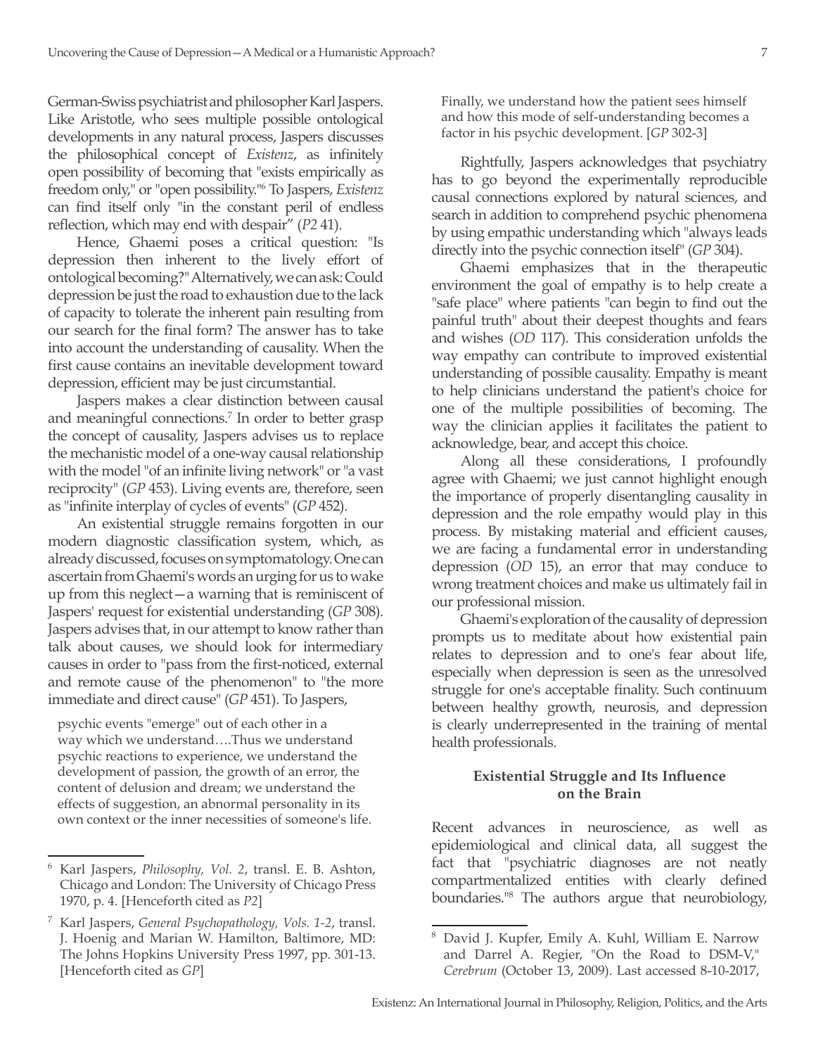German-Swiss psychiatrist and philosopher Karl Jaspers. Like Aristotle, who sees multiple possible ontological developments in any natural process, Jaspers discusses the philosophical concept of *Existenz*, as infinitely open possibility of becoming that "exists empirically as freedom only," or "open possibility."[6] To Jaspers, *Existenz* can find itself only "in the constant peril of endless reflection, which may end with despair" (*P2* 41).

Hence, Ghaemi poses a critical question: "Is depression then inherent to the lively effort of ontological becoming?" Alternatively, we can ask: Could depression be just the road to exhaustion due to the lack of capacity to tolerate the inherent pain resulting from our search for the final form? The answer has to take into account the understanding of causality. When the first cause contains an inevitable development toward depression, efficient may be just circumstantial.

Jaspers makes a clear distinction between causal and meaningful connections.[7] In order to better grasp the concept of causality, Jaspers advises us to replace the mechanistic model of a one-way causal relationship with the model "of an infinite living network" or "a vast reciprocity" (*GP* 453). Living events are, therefore, seen as "infinite interplay of cycles of events" (*GP* 452).

An existential struggle remains forgotten in our modern diagnostic classification system, which, as already discussed, focuses on symptomatology. One can ascertain from Ghaemi's words an urging for us to wake up from this neglect—a warning that is reminiscent of Jaspers' request for existential understanding (*GP* 308). Jaspers advises that, in our attempt to know rather than talk about causes, we should look for intermediary causes in order to "pass from the first-noticed, external and remote cause of the phenomenon" to "the more immediate and direct cause" (*GP* 451). To Jaspers,

> psychic events "emerge" out of each other in a way which we understand….Thus we understand psychic reactions to experience, we understand the development of passion, the growth of an error, the content of delusion and dream; we understand the effects of suggestion, an abnormal personality in its own context or the inner necessities of someone's life. Finally, we understand how the patient sees himself and how this mode of self-understanding becomes a factor in his psychic development. [*GP* 302-3]

Rightfully, Jaspers acknowledges that psychiatry has to go beyond the experimentally reproducible causal connections explored by natural sciences, and search in addition to comprehend psychic phenomena by using empathic understanding which "always leads directly into the psychic connection itself" (*GP* 304).

Ghaemi emphasizes that in the therapeutic environment the goal of empathy is to help create a "safe place" where patients "can begin to find out the painful truth" about their deepest thoughts and fears and wishes (*OD* 117). This consideration unfolds the way empathy can contribute to improved existential understanding of possible causality. Empathy is meant to help clinicians understand the patient's choice for one of the multiple possibilities of becoming. The way the clinician applies it facilitates the patient to acknowledge, bear, and accept this choice.

Along all these considerations, I profoundly agree with Ghaemi; we just cannot highlight enough the importance of properly disentangling causality in depression and the role empathy would play in this process. By mistaking material and efficient causes, we are facing a fundamental error in understanding depression (*OD* 15), an error that may conduce to wrong treatment choices and make us ultimately fail in our professional mission.

Ghaemi's exploration of the causality of depression prompts us to meditate about how existential pain relates to depression and to one's fear about life, especially when depression is seen as the unresolved struggle for one's acceptable finality. Such continuum between healthy growth, neurosis, and depression is clearly underrepresented in the training of mental health professionals.

## Existential Struggle and Its Influence on the Brain

Recent advances in neuroscience, as well as epidemiological and clinical data, all suggest the fact that "psychiatric diagnoses are not neatly compartmentalized entities with clearly defined boundaries."[8] The authors argue that neurobiology,

---

[6] Karl Jaspers, *Philosophy, Vol. 2*, transl. E. B. Ashton, Chicago and London: The University of Chicago Press 1970, p. 4. [Henceforth cited as *P2*]

[7] Karl Jaspers, *General Psychopathology, Vols. 1-2*, transl. J. Hoenig and Marian W. Hamilton, Baltimore, MD: The Johns Hopkins University Press 1997, pp. 301-13. [Henceforth cited as *GP*]

[8] David J. Kupfer, Emily A. Kuhl, William E. Narrow and Darrel A. Regier, "On the Road to DSM-V," *Cerebrum* (October 13, 2009). Last accessed 8-10-2017,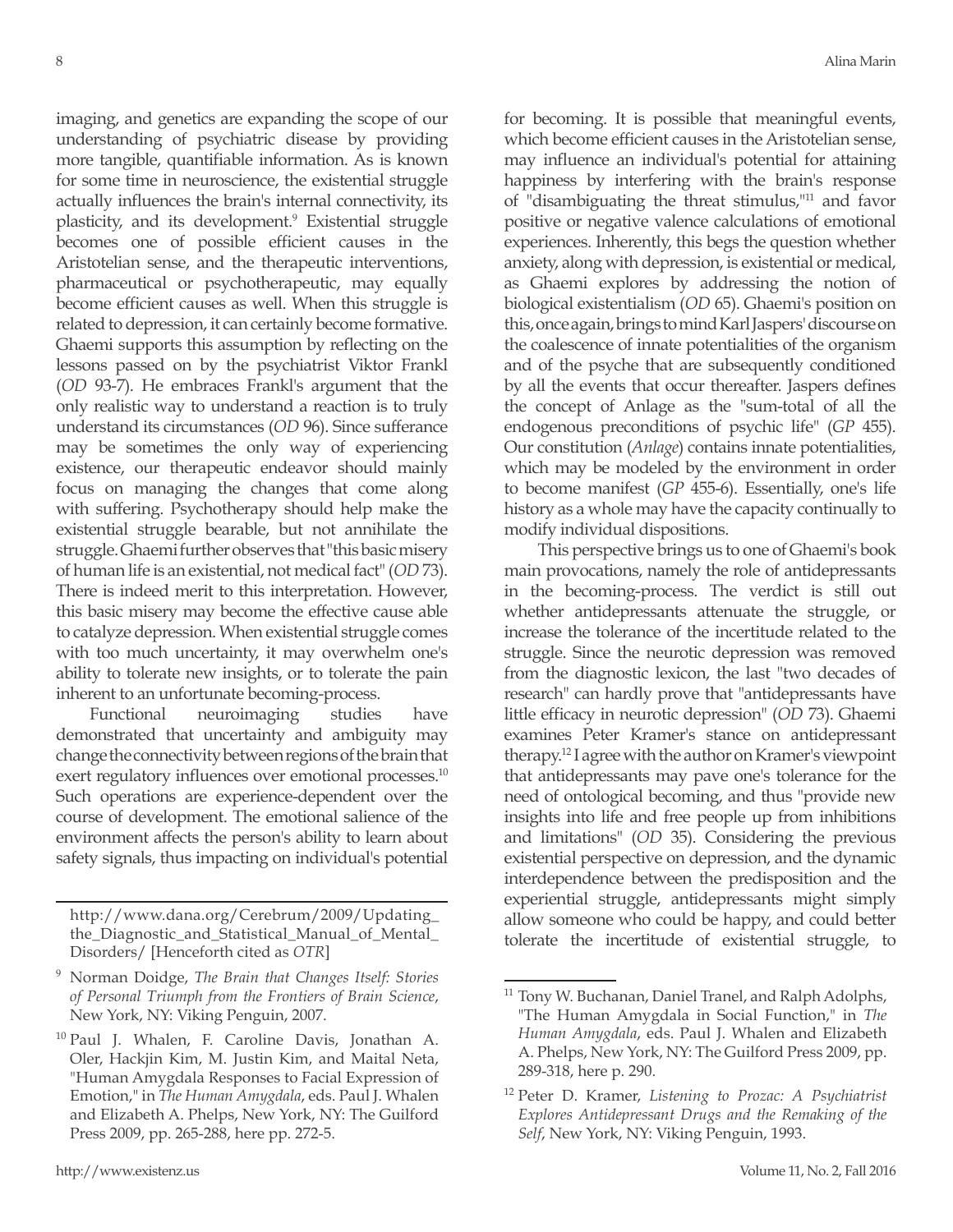imaging, and genetics are expanding the scope of our understanding of psychiatric disease by providing more tangible, quantifiable information. As is known for some time in neuroscience, the existential struggle actually influences the brain's internal connectivity, its plasticity, and its development.[9] Existential struggle becomes one of possible efficient causes in the Aristotelian sense, and the therapeutic interventions, pharmaceutical or psychotherapeutic, may equally become efficient causes as well. When this struggle is related to depression, it can certainly become formative. Ghaemi supports this assumption by reflecting on the lessons passed on by the psychiatrist Viktor Frankl (*OD* 93-7). He embraces Frankl's argument that the only realistic way to understand a reaction is to truly understand its circumstances (*OD* 96). Since sufferance may be sometimes the only way of experiencing existence, our therapeutic endeavor should mainly focus on managing the changes that come along with suffering. Psychotherapy should help make the existential struggle bearable, but not annihilate the struggle. Ghaemi further observes that "this basic misery of human life is an existential, not medical fact" (*OD* 73). There is indeed merit to this interpretation. However, this basic misery may become the effective cause able to catalyze depression. When existential struggle comes with too much uncertainty, it may overwhelm one's ability to tolerate new insights, or to tolerate the pain inherent to an unfortunate becoming-process.

Functional neuroimaging studies have demonstrated that uncertainty and ambiguity may change the connectivity between regions of the brain that exert regulatory influences over emotional processes.[10] Such operations are experience-dependent over the course of development. The emotional salience of the environment affects the person's ability to learn about safety signals, thus impacting on individual's potential for becoming. It is possible that meaningful events, which become efficient causes in the Aristotelian sense, may influence an individual's potential for attaining happiness by interfering with the brain's response of "disambiguating the threat stimulus,"[11] and favor positive or negative valence calculations of emotional experiences. Inherently, this begs the question whether anxiety, along with depression, is existential or medical, as Ghaemi explores by addressing the notion of biological existentialism (*OD* 65). Ghaemi's position on this, once again, brings to mind Karl Jaspers' discourse on the coalescence of innate potentialities of the organism and of the psyche that are subsequently conditioned by all the events that occur thereafter. Jaspers defines the concept of Anlage as the "sum-total of all the endogenous preconditions of psychic life" (*GP* 455). Our constitution (*Anlage*) contains innate potentialities, which may be modeled by the environment in order to become manifest (*GP* 455-6). Essentially, one's life history as a whole may have the capacity continually to modify individual dispositions.

This perspective brings us to one of Ghaemi's book main provocations, namely the role of antidepressants in the becoming-process. The verdict is still out whether antidepressants attenuate the struggle, or increase the tolerance of the incertitude related to the struggle. Since the neurotic depression was removed from the diagnostic lexicon, the last "two decades of research" can hardly prove that "antidepressants have little efficacy in neurotic depression" (*OD* 73). Ghaemi examines Peter Kramer's stance on antidepressant therapy.[12] I agree with the author on Kramer's viewpoint that antidepressants may pave one's tolerance for the need of ontological becoming, and thus "provide new insights into life and free people up from inhibitions and limitations" (*OD* 35). Considering the previous existential perspective on depression, and the dynamic interdependence between the predisposition and the experiential struggle, antidepressants might simply allow someone who could be happy, and could better tolerate the incertitude of existential struggle, to

---

http://www.dana.org/Cerebrum/2009/Updating_the_Diagnostic_and_Statistical_Manual_of_Mental_Disorders/ [Henceforth cited as *OTR*]

[9] Norman Doidge, *The Brain that Changes Itself: Stories of Personal Triumph from the Frontiers of Brain Science*, New York, NY: Viking Penguin, 2007.

[10] Paul J. Whalen, F. Caroline Davis, Jonathan A. Oler, Hackjin Kim, M. Justin Kim, and Maital Neta, "Human Amygdala Responses to Facial Expression of Emotion," in *The Human Amygdala*, eds. Paul J. Whalen and Elizabeth A. Phelps, New York, NY: The Guilford Press 2009, pp. 265-288, here pp. 272-5.

[11] Tony W. Buchanan, Daniel Tranel, and Ralph Adolphs, "The Human Amygdala in Social Function," in *The Human Amygdala*, eds. Paul J. Whalen and Elizabeth A. Phelps, New York, NY: The Guilford Press 2009, pp. 289-318, here p. 290.

[12] Peter D. Kramer, *Listening to Prozac: A Psychiatrist Explores Antidepressant Drugs and the Remaking of the Self*, New York, NY: Viking Penguin, 1993.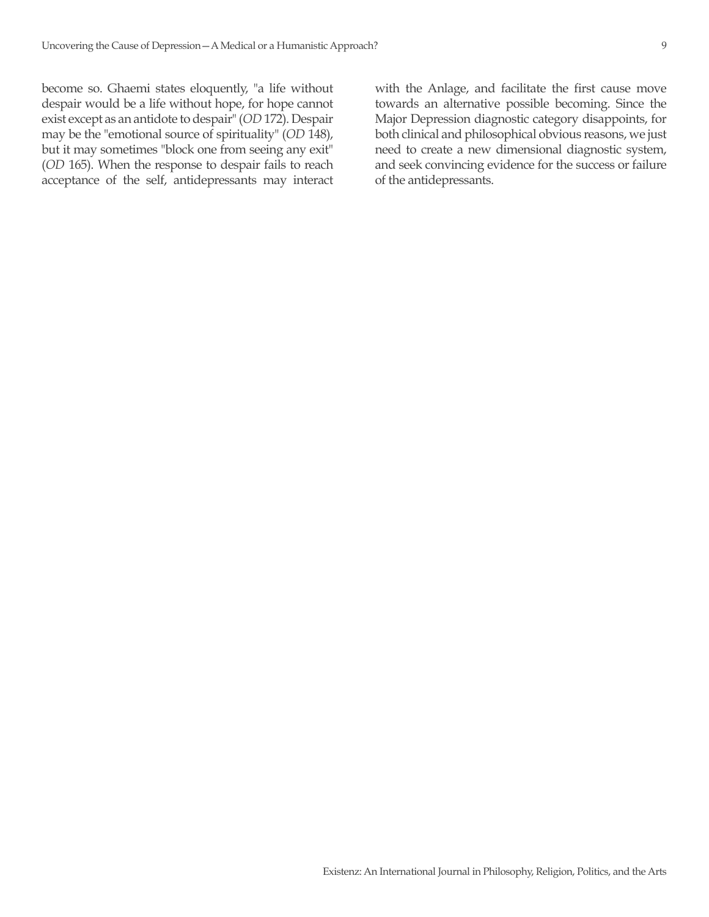become so. Ghaemi states eloquently, "a life without despair would be a life without hope, for hope cannot exist except as an antidote to despair" (*OD* 172). Despair may be the "emotional source of spirituality" (*OD* 148), but it may sometimes "block one from seeing any exit" (*OD* 165). When the response to despair fails to reach acceptance of the self, antidepressants may interact with the Anlage, and facilitate the first cause move towards an alternative possible becoming. Since the Major Depression diagnostic category disappoints, for both clinical and philosophical obvious reasons, we just need to create a new dimensional diagnostic system, and seek convincing evidence for the success or failure of the antidepressants.